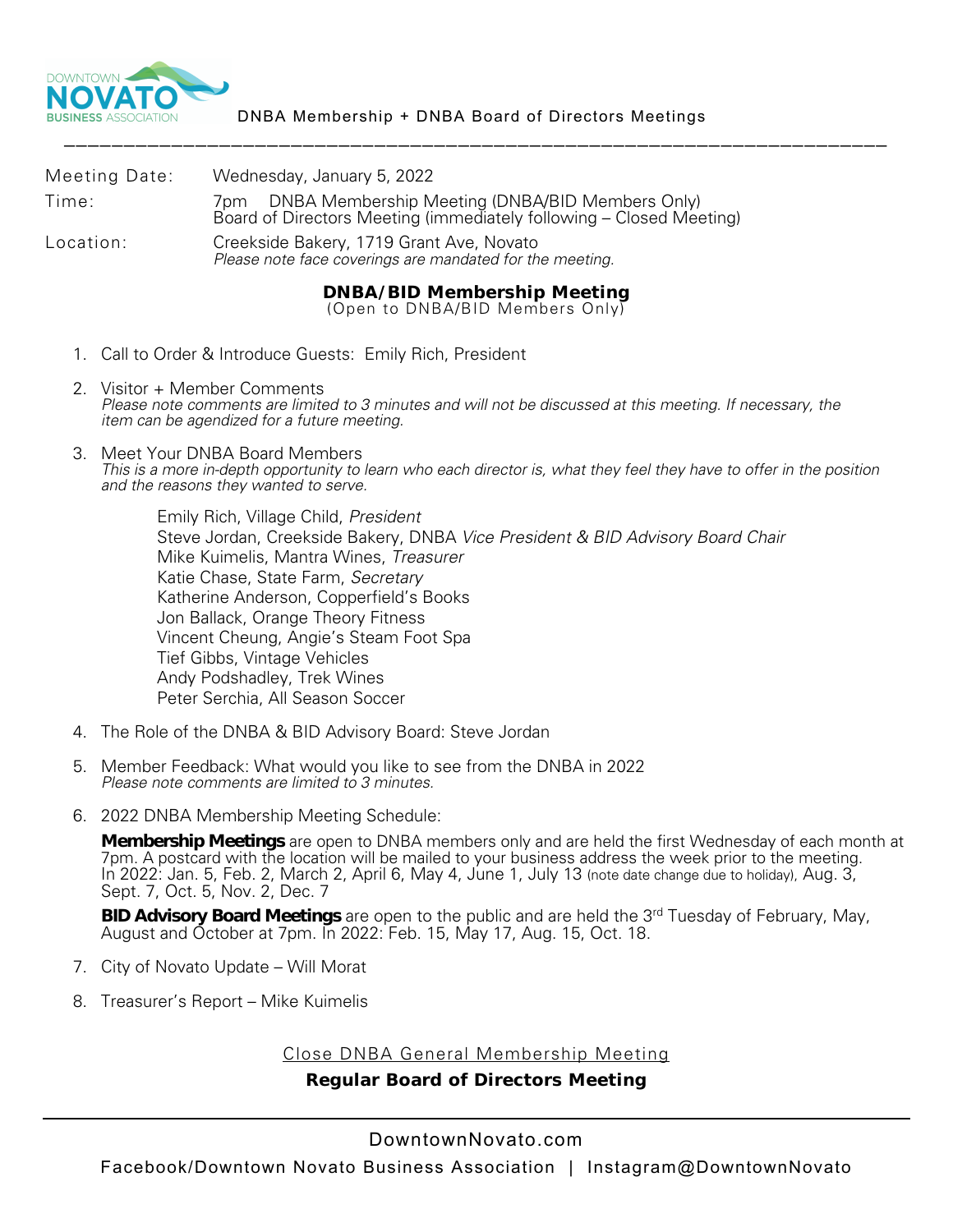DOWNTOWN NOVATO BUSINESS ASSOCIATION

DNBA Membership + DNBA Board of Directors Meetings

---

Meeting Date: Wednesday, January 5, 2022

Time: 7pm DNBA Membership Meeting (DNBA/BID Members Only)
Board of Directors Meeting (immediately following – Closed Meeting)

Location: Creekside Bakery, 1719 Grant Ave, Novato
*Please note face coverings are mandated for the meeting.*

## DNBA/BID Membership Meeting

(Open to DNBA/BID Members Only)

1. Call to Order & Introduce Guests: Emily Rich, President
2. Visitor + Member Comments
   *Please note comments are limited to 3 minutes and will not be discussed at this meeting. If necessary, the item can be agendized for a future meeting.*
3. Meet Your DNBA Board Members
   *This is a more in-depth opportunity to learn who each director is, what they feel they have to offer in the position and the reasons they wanted to serve.*

   Emily Rich, Village Child, *President*
   Steve Jordan, Creekside Bakery, DNBA *Vice President & BID Advisory Board Chair*
   Mike Kuimelis, Mantra Wines, *Treasurer*
   Katie Chase, State Farm, *Secretary*
   Katherine Anderson, Copperfield's Books
   Jon Ballack, Orange Theory Fitness
   Vincent Cheung, Angie's Steam Foot Spa
   Tief Gibbs, Vintage Vehicles
   Andy Podshadley, Trek Wines
   Peter Serchia, All Season Soccer
4. The Role of the DNBA & BID Advisory Board: Steve Jordan
5. Member Feedback: What would you like to see from the DNBA in 2022
   *Please note comments are limited to 3 minutes.*
6. 2022 DNBA Membership Meeting Schedule:

   **Membership Meetings** are open to DNBA members only and are held the first Wednesday of each month at 7pm. A postcard with the location will be mailed to your business address the week prior to the meeting. In 2022: Jan. 5, Feb. 2, March 2, April 6, May 4, June 1, July 13 (note date change due to holiday), Aug. 3, Sept. 7, Oct. 5, Nov. 2, Dec. 7

   **BID Advisory Board Meetings** are open to the public and are held the 3rd Tuesday of February, May, August and October at 7pm. In 2022: Feb. 15, May 17, Aug. 15, Oct. 18.
7. City of Novato Update – Will Morat
8. Treasurer's Report – Mike Kuimelis

Close DNBA General Membership Meeting

**Regular Board of Directors Meeting**

---

DowntownNovato.com

Facebook/Downtown Novato Business Association | Instagram@DowntownNovato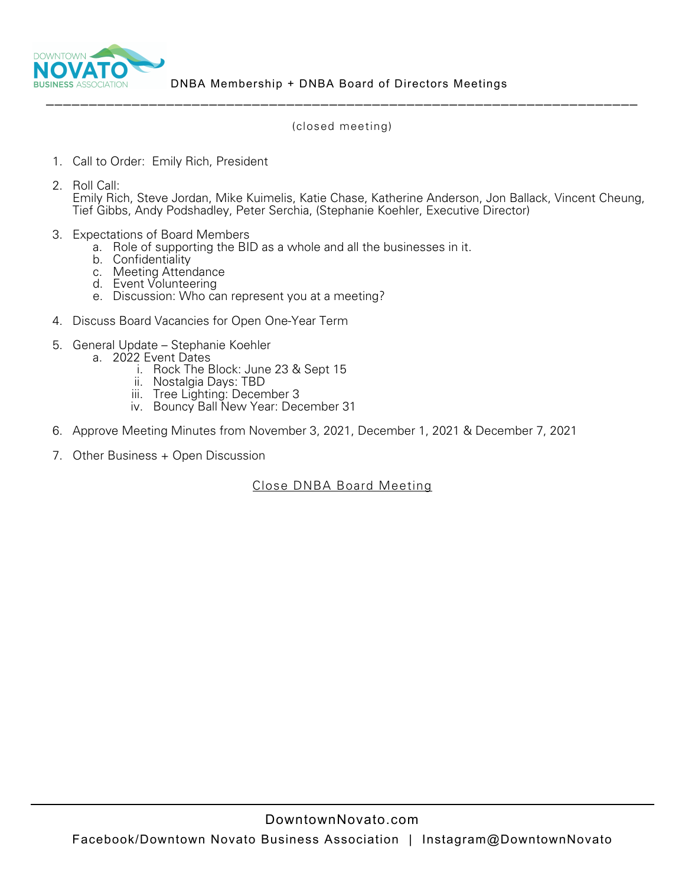DNBA Membership + DNBA Board of Directors Meetings

(closed meeting)

1. Call to Order: Emily Rich, President

2. Roll Call:
   Emily Rich, Steve Jordan, Mike Kuimelis, Katie Chase, Katherine Anderson, Jon Ballack, Vincent Cheung, Tief Gibbs, Andy Podshadley, Peter Serchia, (Stephanie Koehler, Executive Director)

3. Expectations of Board Members
   a. Role of supporting the BID as a whole and all the businesses in it.
   b. Confidentiality
   c. Meeting Attendance
   d. Event Volunteering
   e. Discussion: Who can represent you at a meeting?

4. Discuss Board Vacancies for Open One-Year Term

5. General Update – Stephanie Koehler
   a. 2022 Event Dates
      i. Rock The Block: June 23 & Sept 15
      ii. Nostalgia Days: TBD
      iii. Tree Lighting: December 3
      iv. Bouncy Ball New Year: December 31

6. Approve Meeting Minutes from November 3, 2021, December 1, 2021 & December 7, 2021

7. Other Business + Open Discussion

Close DNBA Board Meeting

DowntownNovato.com

Facebook/Downtown Novato Business Association | Instagram@DowntownNovato